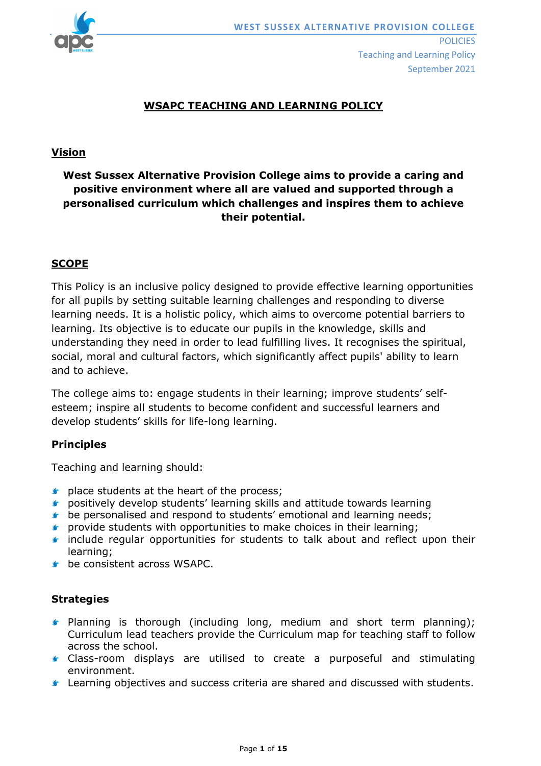# WSAPC TEACHING AND LEARNING POLICY

## Vision

**West Sussex Alternative Provision College aims to provide a caring and positive environment where all are valued and supported through a personalised curriculum which challenges and inspires them to achieve their potential.**

## SCOPE

This Policy is an inclusive policy designed to provide effective learning opportunities for all pupils by setting suitable learning challenges and responding to diverse learning needs. It is a holistic policy, which aims to overcome potential barriers to learning. Its objective is to educate our pupils in the knowledge, skills and understanding they need in order to lead fulfilling lives. It recognises the spiritual, social, moral and cultural factors, which significantly affect pupils' ability to learn and to achieve.

The college aims to: engage students in their learning; improve students' self-esteem; inspire all students to become confident and successful learners and develop students' skills for life-long learning.

### Principles

Teaching and learning should:

- place students at the heart of the process;
- positively develop students' learning skills and attitude towards learning
- be personalised and respond to students' emotional and learning needs;
- provide students with opportunities to make choices in their learning;
- include regular opportunities for students to talk about and reflect upon their learning;
- be consistent across WSAPC.

### Strategies

- Planning is thorough (including long, medium and short term planning); Curriculum lead teachers provide the Curriculum map for teaching staff to follow across the school.
- Class-room displays are utilised to create a purposeful and stimulating environment.
- Learning objectives and success criteria are shared and discussed with students.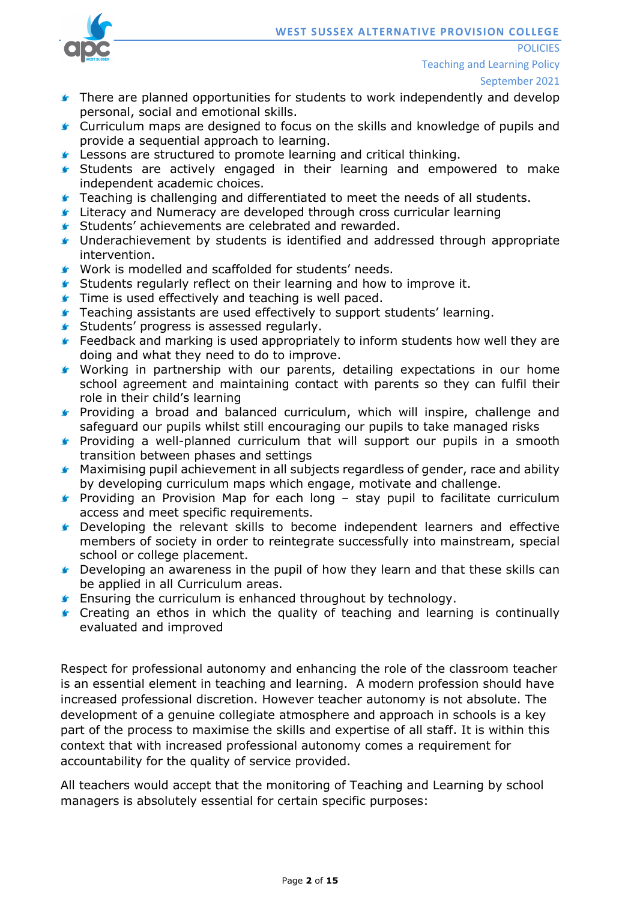- There are planned opportunities for students to work independently and develop personal, social and emotional skills.
- Curriculum maps are designed to focus on the skills and knowledge of pupils and provide a sequential approach to learning.
- Lessons are structured to promote learning and critical thinking.
- Students are actively engaged in their learning and empowered to make independent academic choices.
- Teaching is challenging and differentiated to meet the needs of all students.
- Literacy and Numeracy are developed through cross curricular learning
- Students' achievements are celebrated and rewarded.
- Underachievement by students is identified and addressed through appropriate intervention.
- Work is modelled and scaffolded for students' needs.
- Students regularly reflect on their learning and how to improve it.
- Time is used effectively and teaching is well paced.
- Teaching assistants are used effectively to support students' learning.
- Students' progress is assessed regularly.
- Feedback and marking is used appropriately to inform students how well they are doing and what they need to do to improve.
- Working in partnership with our parents, detailing expectations in our home school agreement and maintaining contact with parents so they can fulfil their role in their child's learning
- Providing a broad and balanced curriculum, which will inspire, challenge and safeguard our pupils whilst still encouraging our pupils to take managed risks
- Providing a well-planned curriculum that will support our pupils in a smooth transition between phases and settings
- Maximising pupil achievement in all subjects regardless of gender, race and ability by developing curriculum maps which engage, motivate and challenge.
- Providing an Provision Map for each long – stay pupil to facilitate curriculum access and meet specific requirements.
- Developing the relevant skills to become independent learners and effective members of society in order to reintegrate successfully into mainstream, special school or college placement.
- Developing an awareness in the pupil of how they learn and that these skills can be applied in all Curriculum areas.
- Ensuring the curriculum is enhanced throughout by technology.
- Creating an ethos in which the quality of teaching and learning is continually evaluated and improved

Respect for professional autonomy and enhancing the role of the classroom teacher is an essential element in teaching and learning. A modern profession should have increased professional discretion. However teacher autonomy is not absolute. The development of a genuine collegiate atmosphere and approach in schools is a key part of the process to maximise the skills and expertise of all staff. It is within this context that with increased professional autonomy comes a requirement for accountability for the quality of service provided.

All teachers would accept that the monitoring of Teaching and Learning by school managers is absolutely essential for certain specific purposes: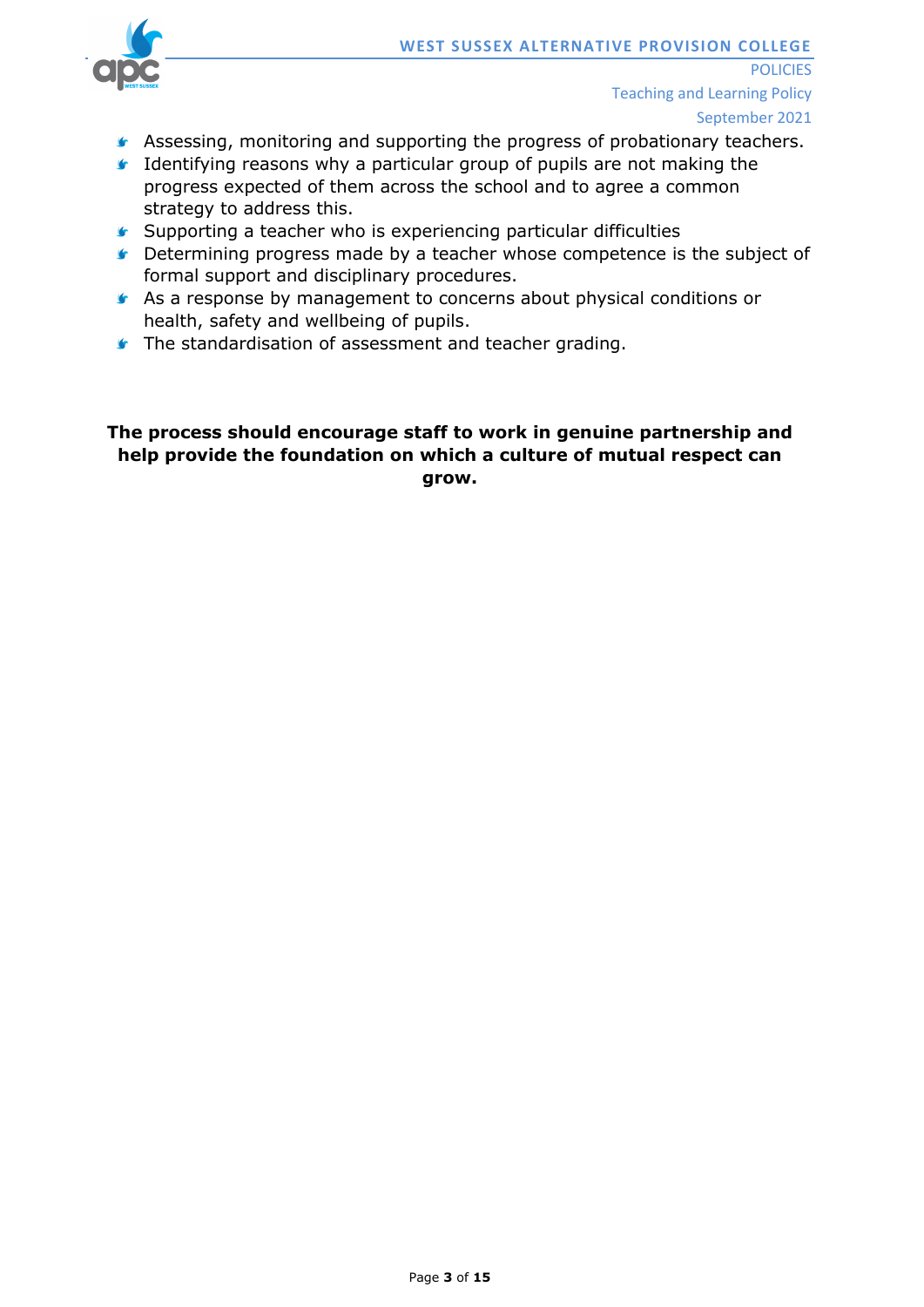- Assessing, monitoring and supporting the progress of probationary teachers.
- Identifying reasons why a particular group of pupils are not making the progress expected of them across the school and to agree a common strategy to address this.
- Supporting a teacher who is experiencing particular difficulties
- Determining progress made by a teacher whose competence is the subject of formal support and disciplinary procedures.
- As a response by management to concerns about physical conditions or health, safety and wellbeing of pupils.
- The standardisation of assessment and teacher grading.

**The process should encourage staff to work in genuine partnership and help provide the foundation on which a culture of mutual respect can grow.**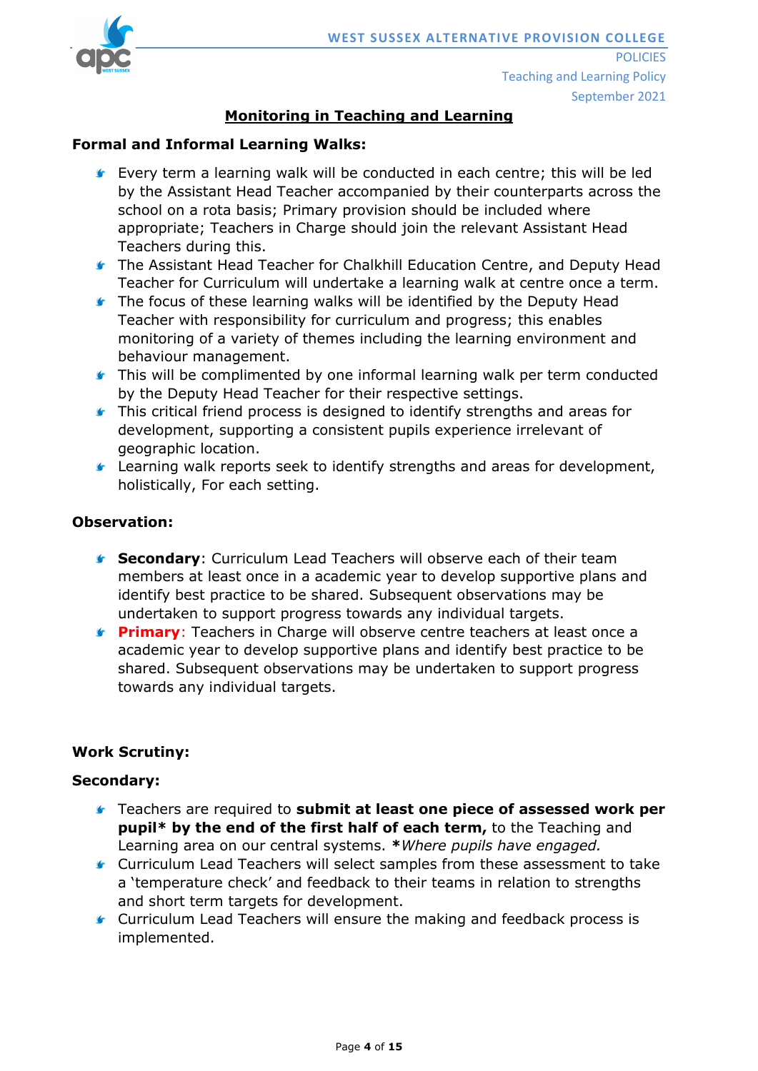## Monitoring in Teaching and Learning

### Formal and Informal Learning Walks:

- Every term a learning walk will be conducted in each centre; this will be led by the Assistant Head Teacher accompanied by their counterparts across the school on a rota basis; Primary provision should be included where appropriate; Teachers in Charge should join the relevant Assistant Head Teachers during this.
- The Assistant Head Teacher for Chalkhill Education Centre, and Deputy Head Teacher for Curriculum will undertake a learning walk at centre once a term.
- The focus of these learning walks will be identified by the Deputy Head Teacher with responsibility for curriculum and progress; this enables monitoring of a variety of themes including the learning environment and behaviour management.
- This will be complimented by one informal learning walk per term conducted by the Deputy Head Teacher for their respective settings.
- This critical friend process is designed to identify strengths and areas for development, supporting a consistent pupils experience irrelevant of geographic location.
- Learning walk reports seek to identify strengths and areas for development, holistically, For each setting.

### Observation:

- **Secondary**: Curriculum Lead Teachers will observe each of their team members at least once in a academic year to develop supportive plans and identify best practice to be shared. Subsequent observations may be undertaken to support progress towards any individual targets.
- **Primary**: Teachers in Charge will observe centre teachers at least once a academic year to develop supportive plans and identify best practice to be shared. Subsequent observations may be undertaken to support progress towards any individual targets.

### Work Scrutiny:

### Secondary:

- Teachers are required to **submit at least one piece of assessed work per pupil* by the end of the first half of each term,** to the Teaching and Learning area on our central systems. ***Where pupils have engaged.***
- Curriculum Lead Teachers will select samples from these assessment to take a 'temperature check' and feedback to their teams in relation to strengths and short term targets for development.
- Curriculum Lead Teachers will ensure the making and feedback process is implemented.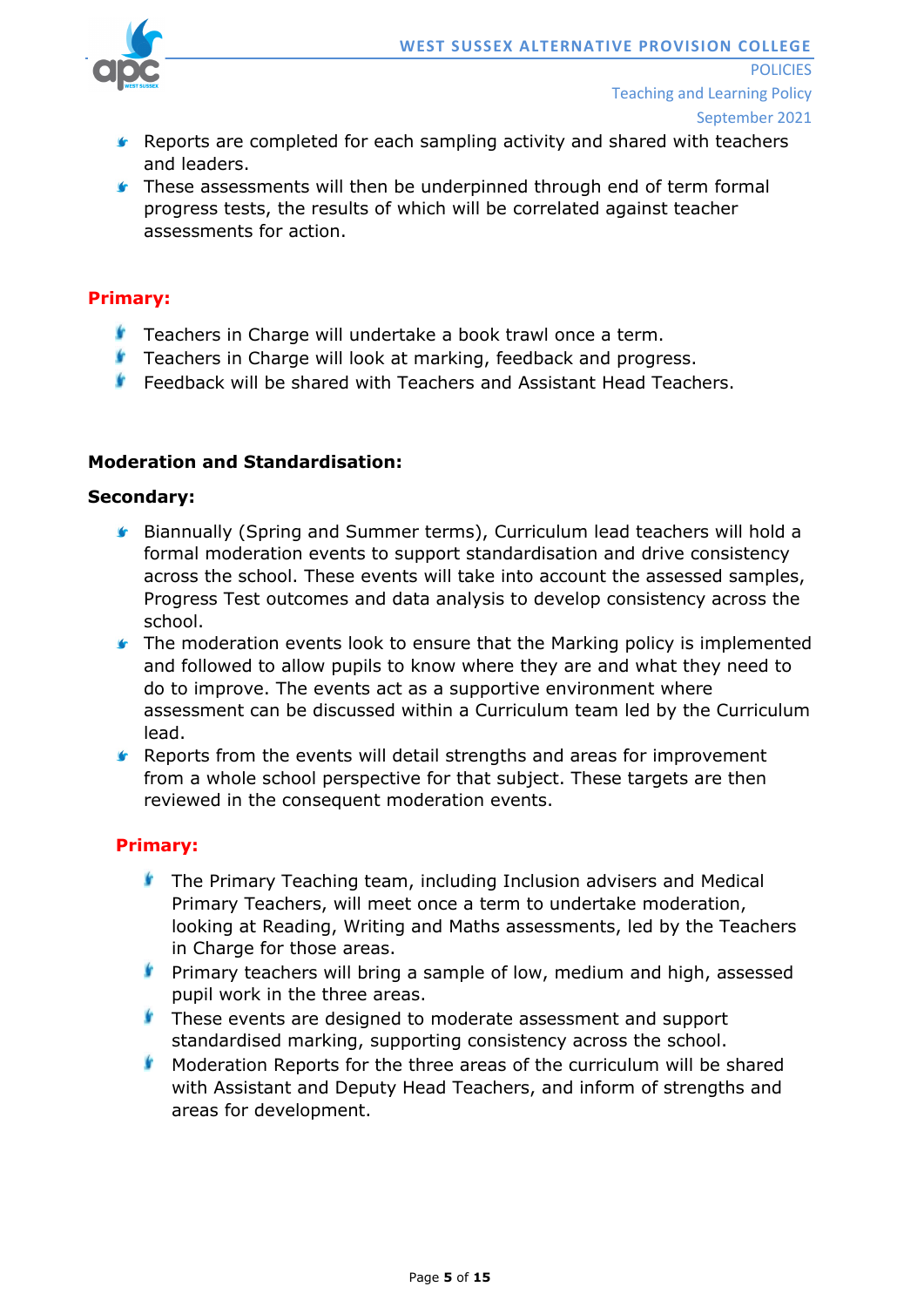- Reports are completed for each sampling activity and shared with teachers and leaders.
- These assessments will then be underpinned through end of term formal progress tests, the results of which will be correlated against teacher assessments for action.

**Primary:**

- Teachers in Charge will undertake a book trawl once a term.
- Teachers in Charge will look at marking, feedback and progress.
- Feedback will be shared with Teachers and Assistant Head Teachers.

**Moderation and Standardisation:**

**Secondary:**

- Biannually (Spring and Summer terms), Curriculum lead teachers will hold a formal moderation events to support standardisation and drive consistency across the school. These events will take into account the assessed samples, Progress Test outcomes and data analysis to develop consistency across the school.
- The moderation events look to ensure that the Marking policy is implemented and followed to allow pupils to know where they are and what they need to do to improve. The events act as a supportive environment where assessment can be discussed within a Curriculum team led by the Curriculum lead.
- Reports from the events will detail strengths and areas for improvement from a whole school perspective for that subject. These targets are then reviewed in the consequent moderation events.

**Primary:**

- The Primary Teaching team, including Inclusion advisers and Medical Primary Teachers, will meet once a term to undertake moderation, looking at Reading, Writing and Maths assessments, led by the Teachers in Charge for those areas.
- Primary teachers will bring a sample of low, medium and high, assessed pupil work in the three areas.
- These events are designed to moderate assessment and support standardised marking, supporting consistency across the school.
- Moderation Reports for the three areas of the curriculum will be shared with Assistant and Deputy Head Teachers, and inform of strengths and areas for development.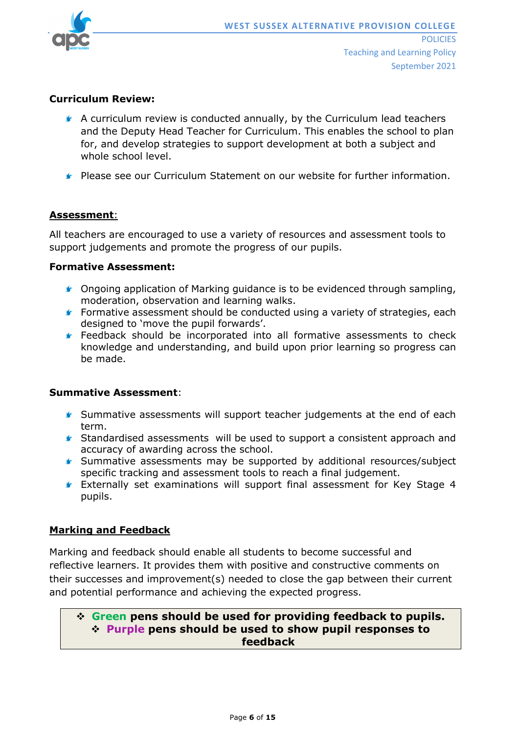**Curriculum Review:**

- A curriculum review is conducted annually, by the Curriculum lead teachers and the Deputy Head Teacher for Curriculum. This enables the school to plan for, and develop strategies to support development at both a subject and whole school level.
- Please see our Curriculum Statement on our website for further information.

## Assessment:

All teachers are encouraged to use a variety of resources and assessment tools to support judgements and promote the progress of our pupils.

**Formative Assessment:**

- Ongoing application of Marking guidance is to be evidenced through sampling, moderation, observation and learning walks.
- Formative assessment should be conducted using a variety of strategies, each designed to 'move the pupil forwards'.
- Feedback should be incorporated into all formative assessments to check knowledge and understanding, and build upon prior learning so progress can be made.

**Summative Assessment**:

- Summative assessments will support teacher judgements at the end of each term.
- Standardised assessments will be used to support a consistent approach and accuracy of awarding across the school.
- Summative assessments may be supported by additional resources/subject specific tracking and assessment tools to reach a final judgement.
- Externally set examinations will support final assessment for Key Stage 4 pupils.

## Marking and Feedback

Marking and feedback should enable all students to become successful and reflective learners. It provides them with positive and constructive comments on their successes and improvement(s) needed to close the gap between their current and potential performance and achieving the expected progress.

- **Green pens should be used for providing feedback to pupils.**
- **Purple pens should be used to show pupil responses to feedback**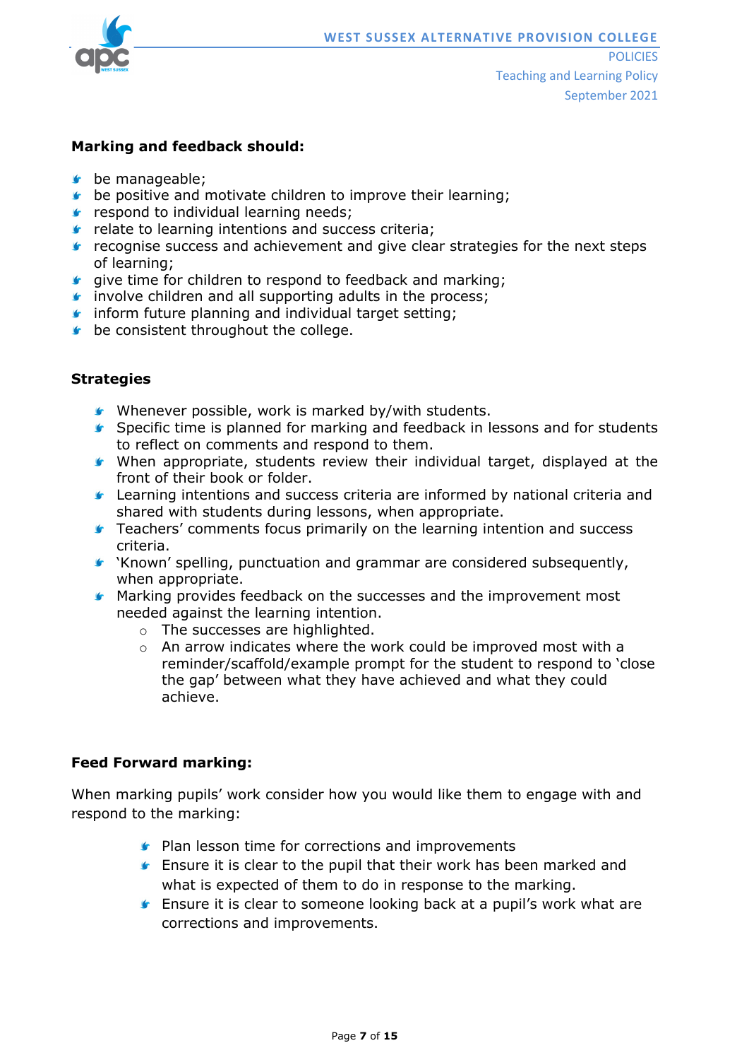**Marking and feedback should:**

- be manageable;
- be positive and motivate children to improve their learning;
- respond to individual learning needs;
- relate to learning intentions and success criteria;
- recognise success and achievement and give clear strategies for the next steps of learning;
- give time for children to respond to feedback and marking;
- involve children and all supporting adults in the process;
- inform future planning and individual target setting;
- be consistent throughout the college.

**Strategies**

- Whenever possible, work is marked by/with students.
- Specific time is planned for marking and feedback in lessons and for students to reflect on comments and respond to them.
- When appropriate, students review their individual target, displayed at the front of their book or folder.
- Learning intentions and success criteria are informed by national criteria and shared with students during lessons, when appropriate.
- Teachers' comments focus primarily on the learning intention and success criteria.
- 'Known' spelling, punctuation and grammar are considered subsequently, when appropriate.
- Marking provides feedback on the successes and the improvement most needed against the learning intention.
    - The successes are highlighted.
    - An arrow indicates where the work could be improved most with a reminder/scaffold/example prompt for the student to respond to 'close the gap' between what they have achieved and what they could achieve.

**Feed Forward marking:**

When marking pupils' work consider how you would like them to engage with and respond to the marking:

- Plan lesson time for corrections and improvements
- Ensure it is clear to the pupil that their work has been marked and what is expected of them to do in response to the marking.
- Ensure it is clear to someone looking back at a pupil's work what are corrections and improvements.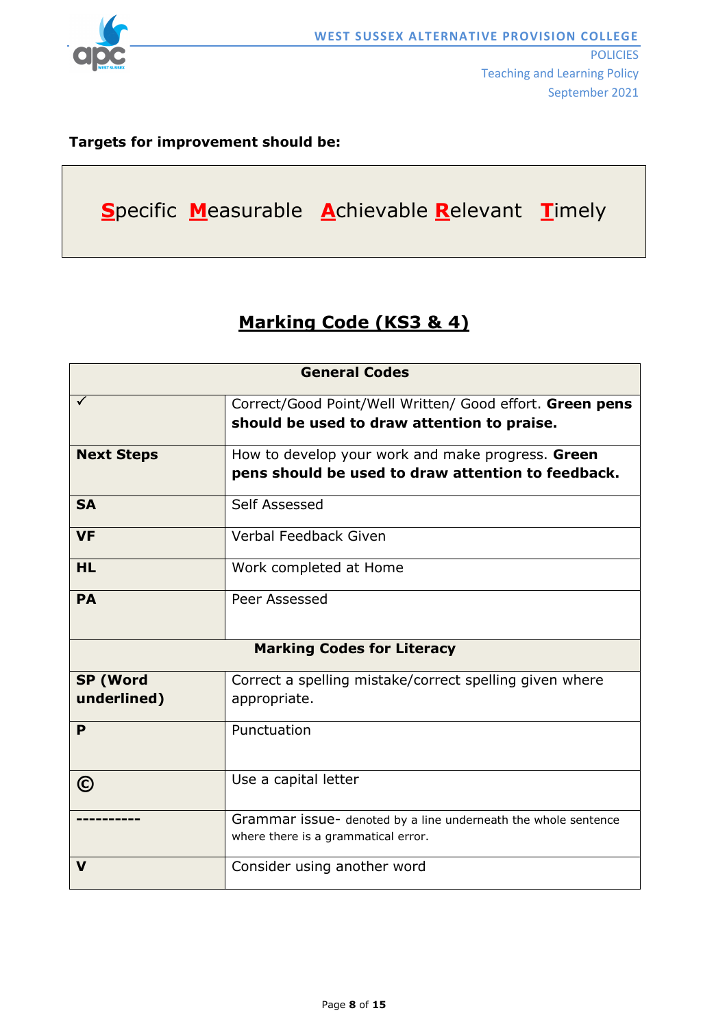**Targets for improvement should be:**

**S**pecific **M**easurable **A**chievable **R**elevant **T**imely

## Marking Code (KS3 & 4)

| General Codes | |
|---|---|
| ✓ | Correct/Good Point/Well Written/ Good effort. **Green pens should be used to draw attention to praise.** |
| **Next Steps** | How to develop your work and make progress. **Green pens should be used to draw attention to feedback.** |
| **SA** | Self Assessed |
| **VF** | Verbal Feedback Given |
| **HL** | Work completed at Home |
| **PA** | Peer Assessed |
| **Marking Codes for Literacy** | |
| **SP (Word underlined)** | Correct a spelling mistake/correct spelling given where appropriate. |
| **P** | Punctuation |
| **©** | Use a capital letter |
| **----------** | Grammar issue- denoted by a line underneath the whole sentence where there is a grammatical error. |
| **V** | Consider using another word |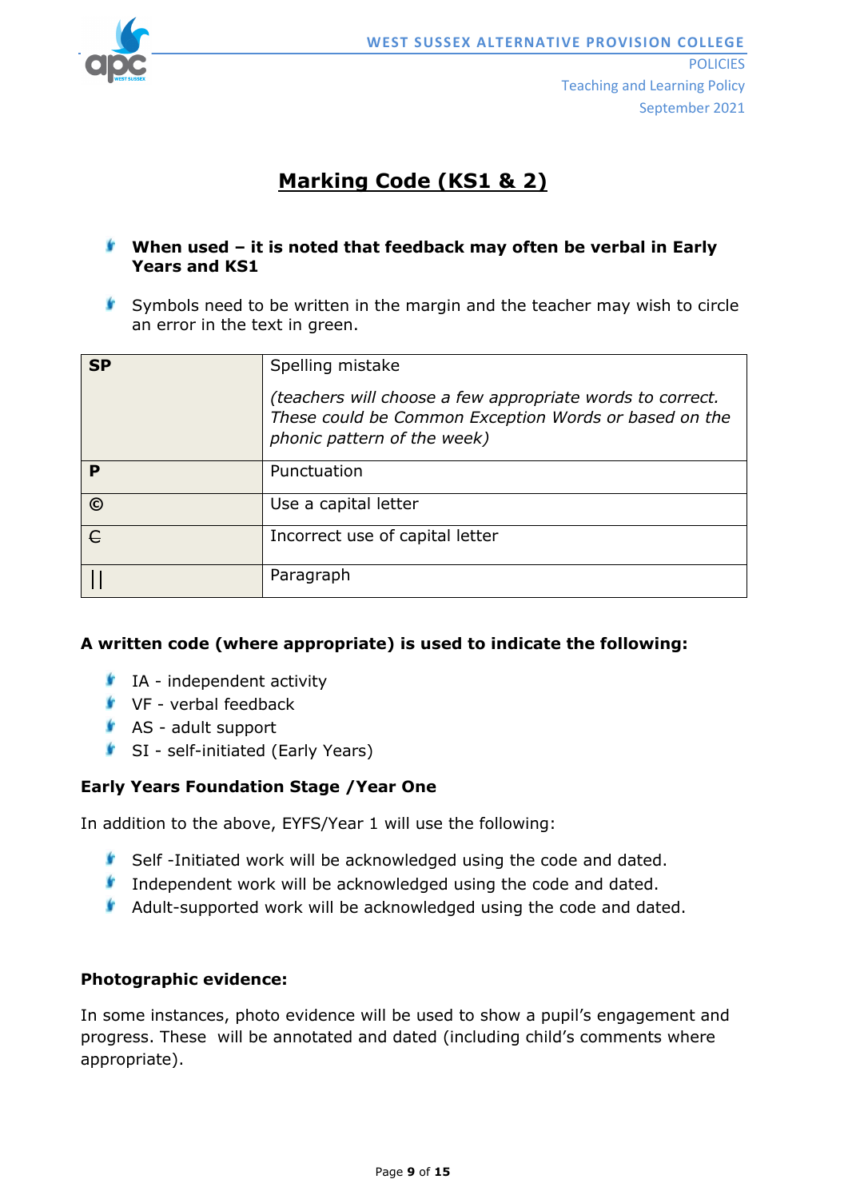# Marking Code (KS1 & 2)

- **When used – it is noted that feedback may often be verbal in Early Years and KS1**
- Symbols need to be written in the margin and the teacher may wish to circle an error in the text in green.

| | |
|---|---|
| **SP** | Spelling mistake<br><br>*(teachers will choose a few appropriate words to correct. These could be Common Exception Words or based on the phonic pattern of the week)* |
| **P** | Punctuation |
| **©** | Use a capital letter |
| C̶ | Incorrect use of capital letter |
| \|\| | Paragraph |

**A written code (where appropriate) is used to indicate the following:**

- IA - independent activity
- VF - verbal feedback
- AS - adult support
- SI - self-initiated (Early Years)

**Early Years Foundation Stage /Year One**

In addition to the above, EYFS/Year 1 will use the following:

- Self -Initiated work will be acknowledged using the code and dated.
- Independent work will be acknowledged using the code and dated.
- Adult-supported work will be acknowledged using the code and dated.

**Photographic evidence:**

In some instances, photo evidence will be used to show a pupil's engagement and progress. These will be annotated and dated (including child's comments where appropriate).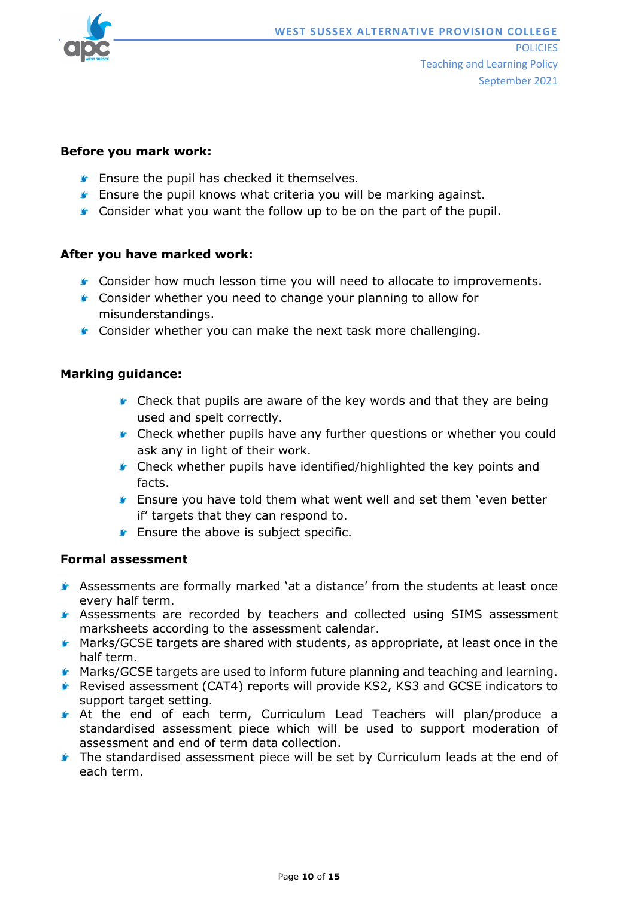**Before you mark work:**

- Ensure the pupil has checked it themselves.
- Ensure the pupil knows what criteria you will be marking against.
- Consider what you want the follow up to be on the part of the pupil.

**After you have marked work:**

- Consider how much lesson time you will need to allocate to improvements.
- Consider whether you need to change your planning to allow for misunderstandings.
- Consider whether you can make the next task more challenging.

**Marking guidance:**

- Check that pupils are aware of the key words and that they are being used and spelt correctly.
- Check whether pupils have any further questions or whether you could ask any in light of their work.
- Check whether pupils have identified/highlighted the key points and facts.
- Ensure you have told them what went well and set them 'even better if' targets that they can respond to.
- Ensure the above is subject specific.

**Formal assessment**

- Assessments are formally marked 'at a distance' from the students at least once every half term.
- Assessments are recorded by teachers and collected using SIMS assessment marksheets according to the assessment calendar.
- Marks/GCSE targets are shared with students, as appropriate, at least once in the half term.
- Marks/GCSE targets are used to inform future planning and teaching and learning.
- Revised assessment (CAT4) reports will provide KS2, KS3 and GCSE indicators to support target setting.
- At the end of each term, Curriculum Lead Teachers will plan/produce a standardised assessment piece which will be used to support moderation of assessment and end of term data collection.
- The standardised assessment piece will be set by Curriculum leads at the end of each term.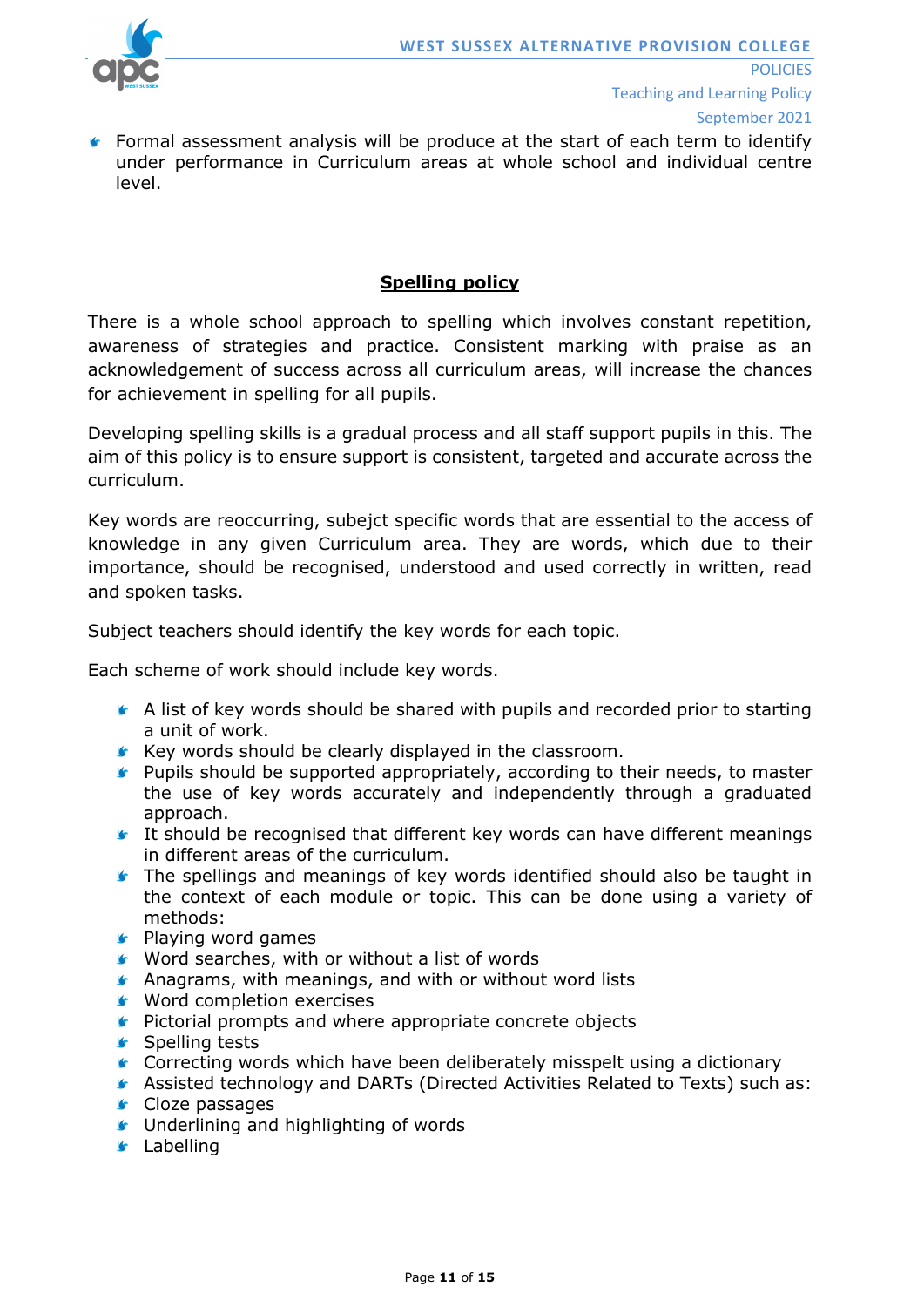- Formal assessment analysis will be produce at the start of each term to identify under performance in Curriculum areas at whole school and individual centre level.

## **Spelling policy**

There is a whole school approach to spelling which involves constant repetition, awareness of strategies and practice. Consistent marking with praise as an acknowledgement of success across all curriculum areas, will increase the chances for achievement in spelling for all pupils.

Developing spelling skills is a gradual process and all staff support pupils in this. The aim of this policy is to ensure support is consistent, targeted and accurate across the curriculum.

Key words are reoccurring, subejct specific words that are essential to the access of knowledge in any given Curriculum area. They are words, which due to their importance, should be recognised, understood and used correctly in written, read and spoken tasks.

Subject teachers should identify the key words for each topic.

Each scheme of work should include key words.

- A list of key words should be shared with pupils and recorded prior to starting a unit of work.
- Key words should be clearly displayed in the classroom.
- Pupils should be supported appropriately, according to their needs, to master the use of key words accurately and independently through a graduated approach.
- It should be recognised that different key words can have different meanings in different areas of the curriculum.
- The spellings and meanings of key words identified should also be taught in the context of each module or topic. This can be done using a variety of methods:
- Playing word games
- Word searches, with or without a list of words
- Anagrams, with meanings, and with or without word lists
- Word completion exercises
- Pictorial prompts and where appropriate concrete objects
- Spelling tests
- Correcting words which have been deliberately misspelt using a dictionary
- Assisted technology and DARTs (Directed Activities Related to Texts) such as:
- Cloze passages
- Underlining and highlighting of words
- Labelling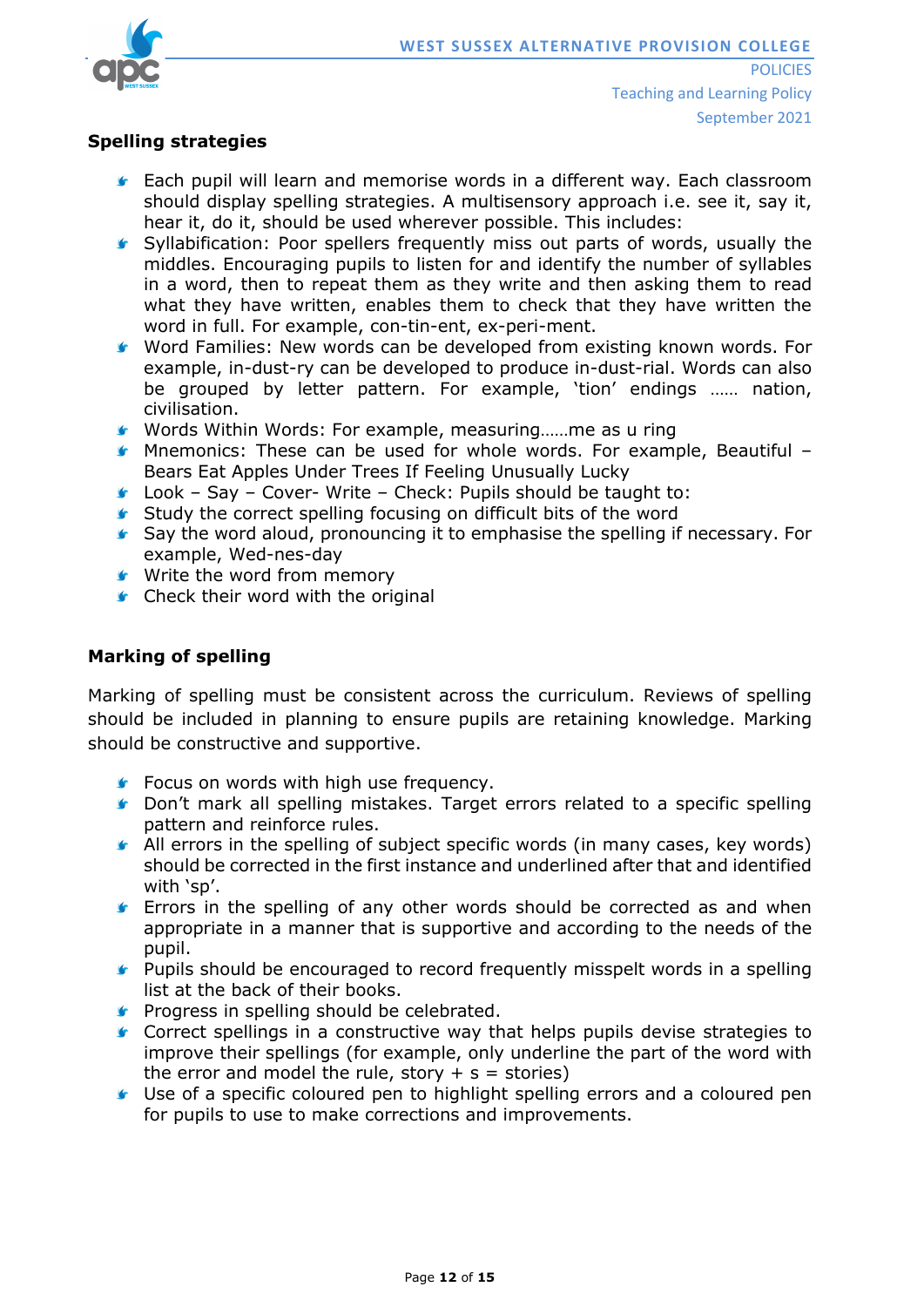## Spelling strategies

- Each pupil will learn and memorise words in a different way. Each classroom should display spelling strategies. A multisensory approach i.e. see it, say it, hear it, do it, should be used wherever possible. This includes:
- Syllabification: Poor spellers frequently miss out parts of words, usually the middles. Encouraging pupils to listen for and identify the number of syllables in a word, then to repeat them as they write and then asking them to read what they have written, enables them to check that they have written the word in full. For example, con-tin-ent, ex-peri-ment.
- Word Families: New words can be developed from existing known words. For example, in-dust-ry can be developed to produce in-dust-rial. Words can also be grouped by letter pattern. For example, 'tion' endings …… nation, civilisation.
- Words Within Words: For example, measuring……me as u ring
- Mnemonics: These can be used for whole words. For example, Beautiful – Bears Eat Apples Under Trees If Feeling Unusually Lucky
- Look – Say – Cover- Write – Check: Pupils should be taught to:
- Study the correct spelling focusing on difficult bits of the word
- Say the word aloud, pronouncing it to emphasise the spelling if necessary. For example, Wed-nes-day
- Write the word from memory
- Check their word with the original

## Marking of spelling

Marking of spelling must be consistent across the curriculum. Reviews of spelling should be included in planning to ensure pupils are retaining knowledge. Marking should be constructive and supportive.

- Focus on words with high use frequency.
- Don't mark all spelling mistakes. Target errors related to a specific spelling pattern and reinforce rules.
- All errors in the spelling of subject specific words (in many cases, key words) should be corrected in the first instance and underlined after that and identified with 'sp'.
- Errors in the spelling of any other words should be corrected as and when appropriate in a manner that is supportive and according to the needs of the pupil.
- Pupils should be encouraged to record frequently misspelt words in a spelling list at the back of their books.
- Progress in spelling should be celebrated.
- Correct spellings in a constructive way that helps pupils devise strategies to improve their spellings (for example, only underline the part of the word with the error and model the rule, story + s = stories)
- Use of a specific coloured pen to highlight spelling errors and a coloured pen for pupils to use to make corrections and improvements.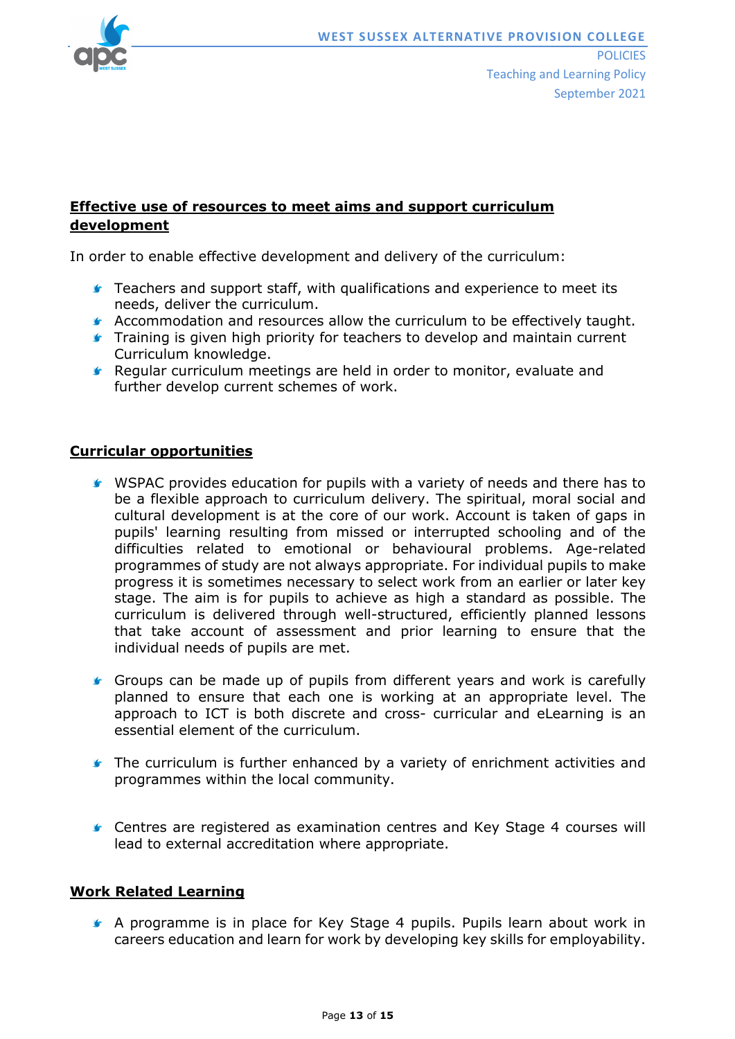## Effective use of resources to meet aims and support curriculum development

In order to enable effective development and delivery of the curriculum:

- Teachers and support staff, with qualifications and experience to meet its needs, deliver the curriculum.
- Accommodation and resources allow the curriculum to be effectively taught.
- Training is given high priority for teachers to develop and maintain current Curriculum knowledge.
- Regular curriculum meetings are held in order to monitor, evaluate and further develop current schemes of work.

## Curricular opportunities

- WSPAC provides education for pupils with a variety of needs and there has to be a flexible approach to curriculum delivery. The spiritual, moral social and cultural development is at the core of our work. Account is taken of gaps in pupils' learning resulting from missed or interrupted schooling and of the difficulties related to emotional or behavioural problems. Age-related programmes of study are not always appropriate. For individual pupils to make progress it is sometimes necessary to select work from an earlier or later key stage. The aim is for pupils to achieve as high a standard as possible. The curriculum is delivered through well-structured, efficiently planned lessons that take account of assessment and prior learning to ensure that the individual needs of pupils are met.

- Groups can be made up of pupils from different years and work is carefully planned to ensure that each one is working at an appropriate level. The approach to ICT is both discrete and cross- curricular and eLearning is an essential element of the curriculum.

- The curriculum is further enhanced by a variety of enrichment activities and programmes within the local community.

- Centres are registered as examination centres and Key Stage 4 courses will lead to external accreditation where appropriate.

## Work Related Learning

- A programme is in place for Key Stage 4 pupils. Pupils learn about work in careers education and learn for work by developing key skills for employability.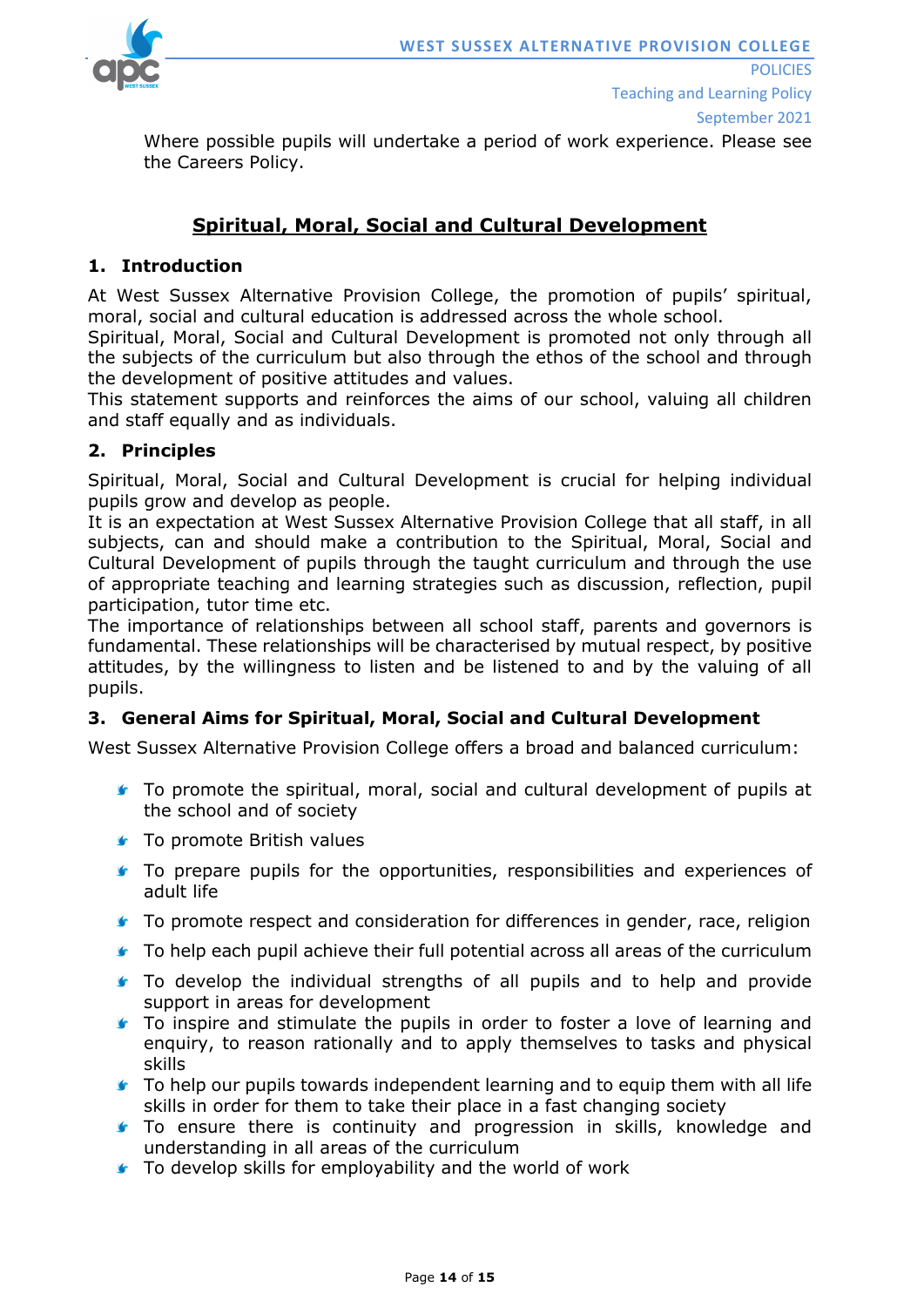Where possible pupils will undertake a period of work experience. Please see the Careers Policy.

## Spiritual, Moral, Social and Cultural Development

### 1. Introduction

At West Sussex Alternative Provision College, the promotion of pupils' spiritual, moral, social and cultural education is addressed across the whole school.
Spiritual, Moral, Social and Cultural Development is promoted not only through all the subjects of the curriculum but also through the ethos of the school and through the development of positive attitudes and values.
This statement supports and reinforces the aims of our school, valuing all children and staff equally and as individuals.

### 2. Principles

Spiritual, Moral, Social and Cultural Development is crucial for helping individual pupils grow and develop as people.
It is an expectation at West Sussex Alternative Provision College that all staff, in all subjects, can and should make a contribution to the Spiritual, Moral, Social and Cultural Development of pupils through the taught curriculum and through the use of appropriate teaching and learning strategies such as discussion, reflection, pupil participation, tutor time etc.
The importance of relationships between all school staff, parents and governors is fundamental. These relationships will be characterised by mutual respect, by positive attitudes, by the willingness to listen and be listened to and by the valuing of all pupils.

### 3. General Aims for Spiritual, Moral, Social and Cultural Development

West Sussex Alternative Provision College offers a broad and balanced curriculum:

- To promote the spiritual, moral, social and cultural development of pupils at the school and of society
- To promote British values
- To prepare pupils for the opportunities, responsibilities and experiences of adult life
- To promote respect and consideration for differences in gender, race, religion
- To help each pupil achieve their full potential across all areas of the curriculum
- To develop the individual strengths of all pupils and to help and provide support in areas for development
- To inspire and stimulate the pupils in order to foster a love of learning and enquiry, to reason rationally and to apply themselves to tasks and physical skills
- To help our pupils towards independent learning and to equip them with all life skills in order for them to take their place in a fast changing society
- To ensure there is continuity and progression in skills, knowledge and understanding in all areas of the curriculum
- To develop skills for employability and the world of work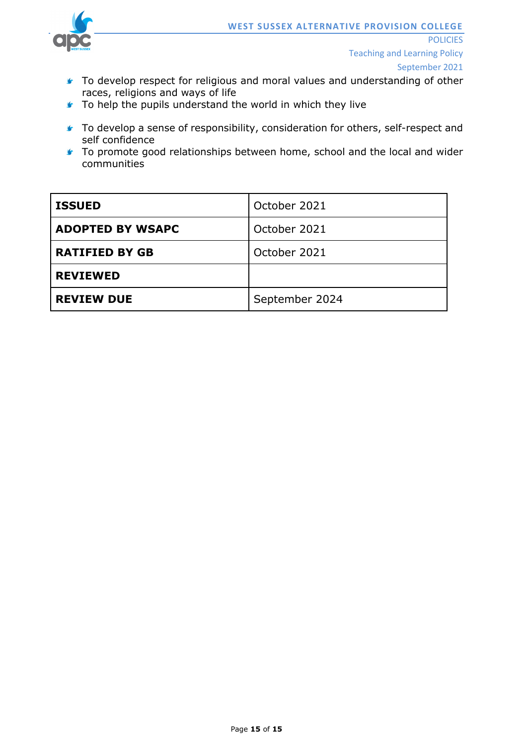- To develop respect for religious and moral values and understanding of other races, religions and ways of life
- To help the pupils understand the world in which they live
- To develop a sense of responsibility, consideration for others, self-respect and self confidence
- To promote good relationships between home, school and the local and wider communities

| | |
|---|---|
| **ISSUED** | October 2021 |
| **ADOPTED BY WSAPC** | October 2021 |
| **RATIFIED BY GB** | October 2021 |
| **REVIEWED** | |
| **REVIEW DUE** | September 2024 |